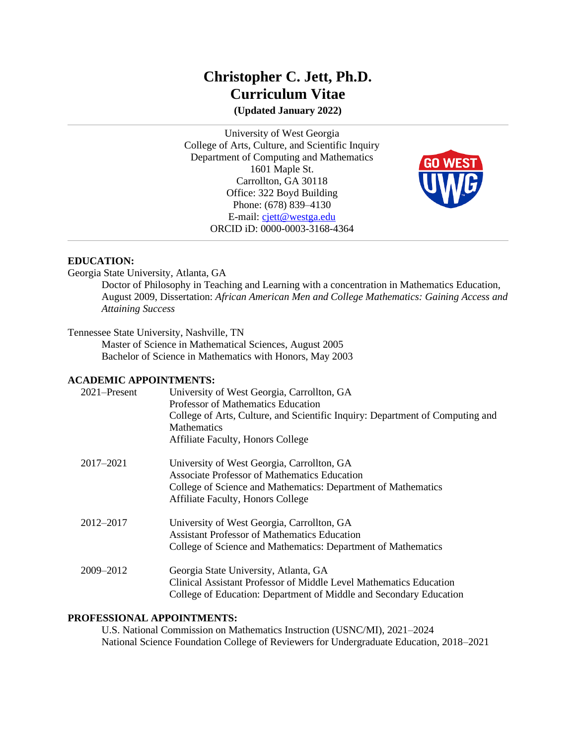# Christopher C. Jett, Ph.D.
# Curriculum Vitae
**(Updated January 2022)**

---

University of West Georgia
College of Arts, Culture, and Scientific Inquiry
Department of Computing and Mathematics
1601 Maple St.
Carrollton, GA 30118
Office: 322 Boyd Building
Phone: (678) 839–4130
E-mail: cjett@westga.edu
ORCID iD: 0000-0003-3168-4364

---

## EDUCATION:

Georgia State University, Atlanta, GA

Doctor of Philosophy in Teaching and Learning with a concentration in Mathematics Education, August 2009, Dissertation: *African American Men and College Mathematics: Gaining Access and Attaining Success*

Tennessee State University, Nashville, TN

Master of Science in Mathematical Sciences, August 2005
Bachelor of Science in Mathematics with Honors, May 2003

## ACADEMIC APPOINTMENTS:

2021–Present
University of West Georgia, Carrollton, GA
Professor of Mathematics Education
College of Arts, Culture, and Scientific Inquiry: Department of Computing and Mathematics
Affiliate Faculty, Honors College

2017–2021
University of West Georgia, Carrollton, GA
Associate Professor of Mathematics Education
College of Science and Mathematics: Department of Mathematics
Affiliate Faculty, Honors College

2012–2017
University of West Georgia, Carrollton, GA
Assistant Professor of Mathematics Education
College of Science and Mathematics: Department of Mathematics

2009–2012
Georgia State University, Atlanta, GA
Clinical Assistant Professor of Middle Level Mathematics Education
College of Education: Department of Middle and Secondary Education

## PROFESSIONAL APPOINTMENTS:

U.S. National Commission on Mathematics Instruction (USNC/MI), 2021–2024
National Science Foundation College of Reviewers for Undergraduate Education, 2018–2021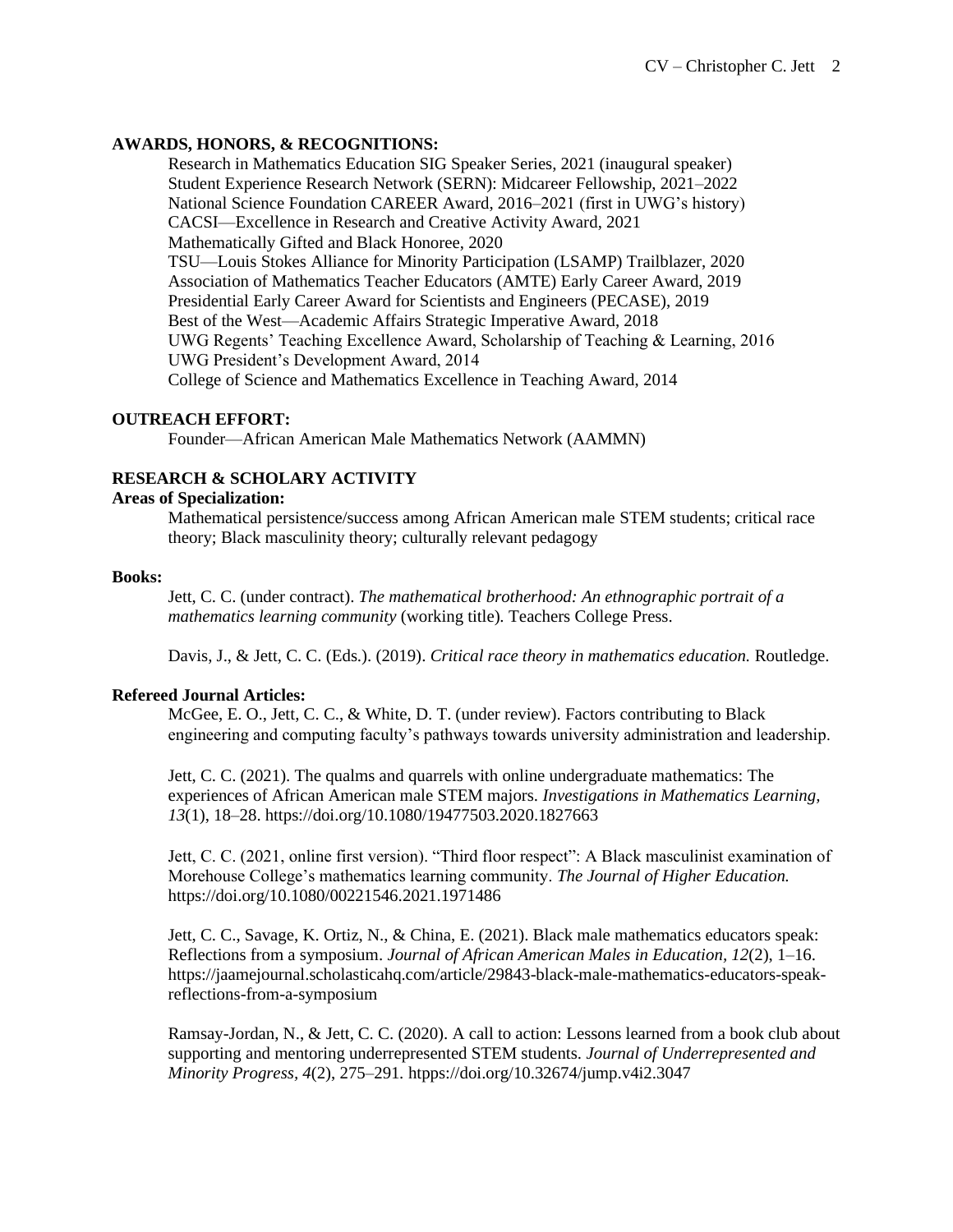## AWARDS, HONORS, & RECOGNITIONS:

Research in Mathematics Education SIG Speaker Series, 2021 (inaugural speaker)
Student Experience Research Network (SERN): Midcareer Fellowship, 2021–2022
National Science Foundation CAREER Award, 2016–2021 (first in UWG's history)
CACSI—Excellence in Research and Creative Activity Award, 2021
Mathematically Gifted and Black Honoree, 2020
TSU—Louis Stokes Alliance for Minority Participation (LSAMP) Trailblazer, 2020
Association of Mathematics Teacher Educators (AMTE) Early Career Award, 2019
Presidential Early Career Award for Scientists and Engineers (PECASE), 2019
Best of the West—Academic Affairs Strategic Imperative Award, 2018
UWG Regents' Teaching Excellence Award, Scholarship of Teaching & Learning, 2016
UWG President's Development Award, 2014
College of Science and Mathematics Excellence in Teaching Award, 2014

## OUTREACH EFFORT:

Founder—African American Male Mathematics Network (AAMMN)

## RESEARCH & SCHOLARY ACTIVITY

### Areas of Specialization:

Mathematical persistence/success among African American male STEM students; critical race theory; Black masculinity theory; culturally relevant pedagogy

### Books:

Jett, C. C. (under contract). *The mathematical brotherhood: An ethnographic portrait of a mathematics learning community* (working title). Teachers College Press.

Davis, J., & Jett, C. C. (Eds.). (2019). *Critical race theory in mathematics education.* Routledge.

### Refereed Journal Articles:

McGee, E. O., Jett, C. C., & White, D. T. (under review). Factors contributing to Black engineering and computing faculty's pathways towards university administration and leadership.

Jett, C. C. (2021). The qualms and quarrels with online undergraduate mathematics: The experiences of African American male STEM majors. *Investigations in Mathematics Learning, 13*(1), 18–28. https://doi.org/10.1080/19477503.2020.1827663

Jett, C. C. (2021, online first version). "Third floor respect": A Black masculinist examination of Morehouse College's mathematics learning community. *The Journal of Higher Education.* https://doi.org/10.1080/00221546.2021.1971486

Jett, C. C., Savage, K. Ortiz, N., & China, E. (2021). Black male mathematics educators speak: Reflections from a symposium. *Journal of African American Males in Education, 12*(2), 1–16. https://jaamejournal.scholasticahq.com/article/29843-black-male-mathematics-educators-speak-reflections-from-a-symposium

Ramsay-Jordan, N., & Jett, C. C. (2020). A call to action: Lessons learned from a book club about supporting and mentoring underrepresented STEM students. *Journal of Underrepresented and Minority Progress, 4*(2), 275–291. htpps://doi.org/10.32674/jump.v4i2.3047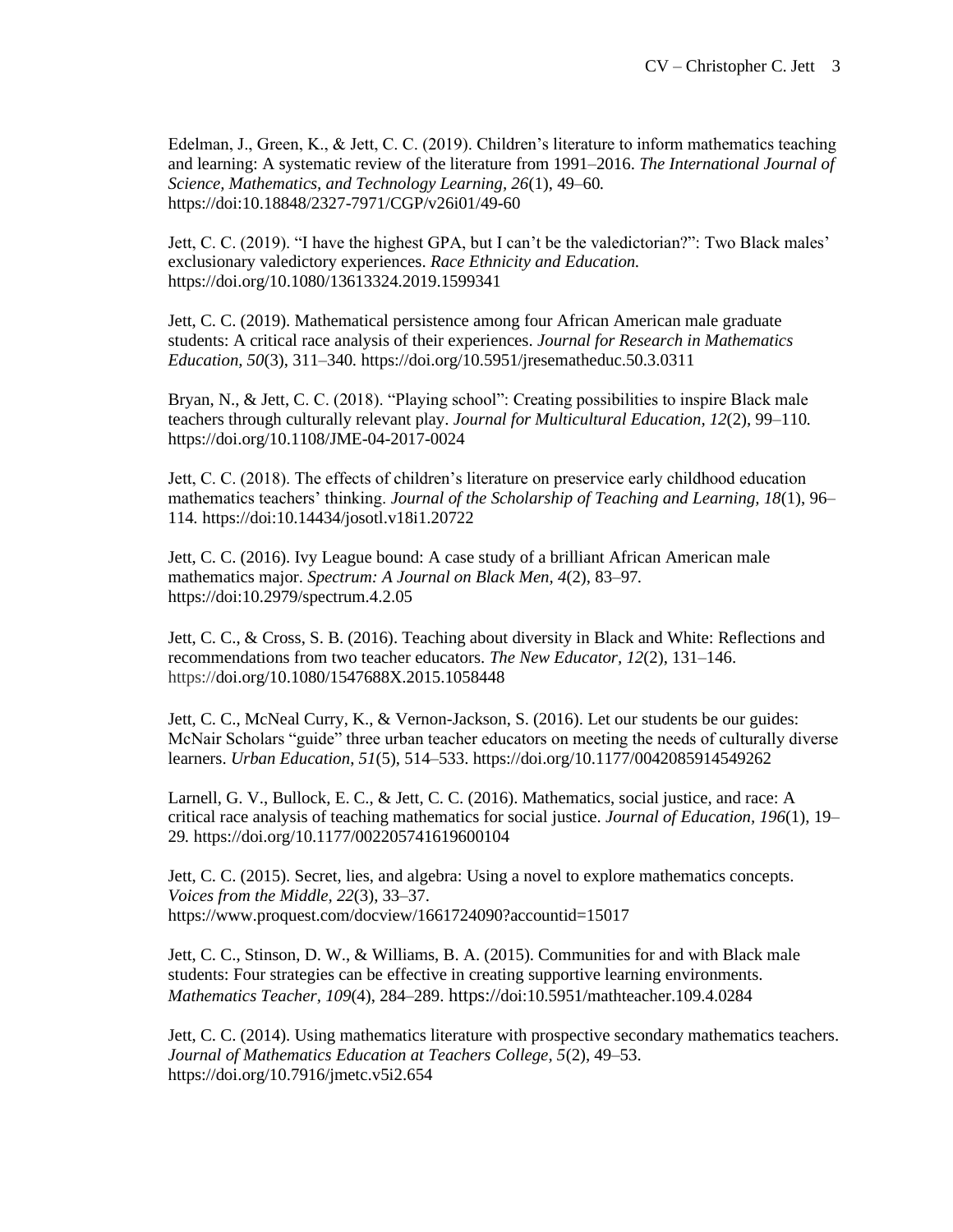Edelman, J., Green, K., & Jett, C. C. (2019). Children's literature to inform mathematics teaching and learning: A systematic review of the literature from 1991–2016. *The International Journal of Science, Mathematics, and Technology Learning, 26*(1), 49–60. https://doi:10.18848/2327-7971/CGP/v26i01/49-60

Jett, C. C. (2019). "I have the highest GPA, but I can't be the valedictorian?": Two Black males' exclusionary valedictory experiences. *Race Ethnicity and Education.* https://doi.org/10.1080/13613324.2019.1599341

Jett, C. C. (2019). Mathematical persistence among four African American male graduate students: A critical race analysis of their experiences. *Journal for Research in Mathematics Education, 50*(3), 311–340. https://doi.org/10.5951/jresematheduc.50.3.0311

Bryan, N., & Jett, C. C. (2018). "Playing school": Creating possibilities to inspire Black male teachers through culturally relevant play. *Journal for Multicultural Education, 12*(2), 99–110. https://doi.org/10.1108/JME-04-2017-0024

Jett, C. C. (2018). The effects of children's literature on preservice early childhood education mathematics teachers' thinking. *Journal of the Scholarship of Teaching and Learning, 18*(1), 96–114. https://doi:10.14434/josotl.v18i1.20722

Jett, C. C. (2016). Ivy League bound: A case study of a brilliant African American male mathematics major. *Spectrum: A Journal on Black Men, 4*(2), 83–97. https://doi:10.2979/spectrum.4.2.05

Jett, C. C., & Cross, S. B. (2016). Teaching about diversity in Black and White: Reflections and recommendations from two teacher educators. *The New Educator, 12*(2), 131–146. https://doi.org/10.1080/1547688X.2015.1058448

Jett, C. C., McNeal Curry, K., & Vernon-Jackson, S. (2016). Let our students be our guides: McNair Scholars "guide" three urban teacher educators on meeting the needs of culturally diverse learners. *Urban Education, 51*(5), 514–533. https://doi.org/10.1177/0042085914549262

Larnell, G. V., Bullock, E. C., & Jett, C. C. (2016). Mathematics, social justice, and race: A critical race analysis of teaching mathematics for social justice. *Journal of Education, 196*(1), 19–29. https://doi.org/10.1177/002205741619600104

Jett, C. C. (2015). Secret, lies, and algebra: Using a novel to explore mathematics concepts. *Voices from the Middle, 22*(3), 33–37. https://www.proquest.com/docview/1661724090?accountid=15017

Jett, C. C., Stinson, D. W., & Williams, B. A. (2015). Communities for and with Black male students: Four strategies can be effective in creating supportive learning environments. *Mathematics Teacher, 109*(4), 284–289. https://doi:10.5951/mathteacher.109.4.0284

Jett, C. C. (2014). Using mathematics literature with prospective secondary mathematics teachers. *Journal of Mathematics Education at Teachers College, 5*(2), 49–53. https://doi.org/10.7916/jmetc.v5i2.654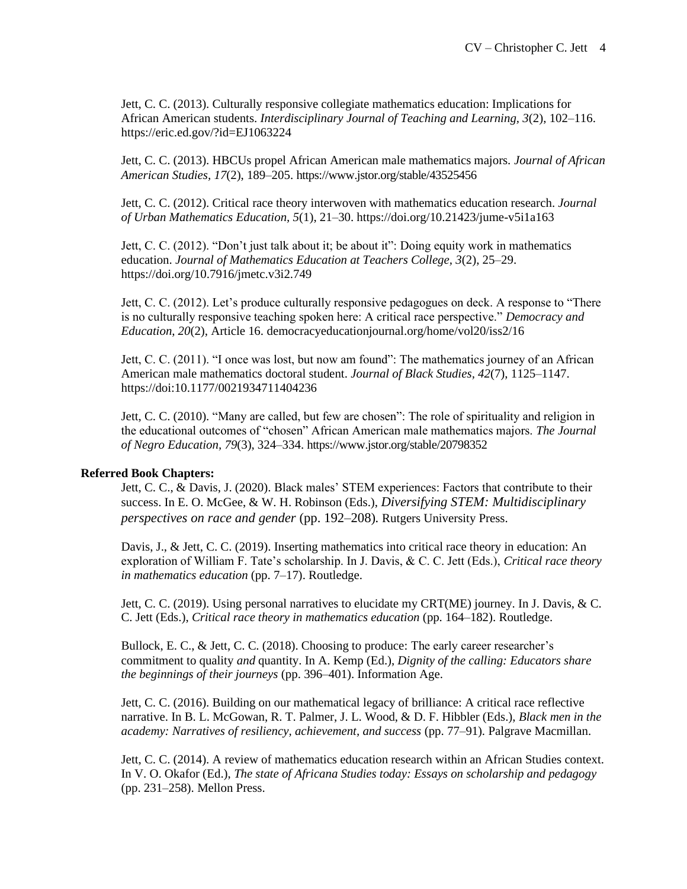Jett, C. C. (2013). Culturally responsive collegiate mathematics education: Implications for African American students. *Interdisciplinary Journal of Teaching and Learning, 3*(2), 102–116. https://eric.ed.gov/?id=EJ1063224

Jett, C. C. (2013). HBCUs propel African American male mathematics majors. *Journal of African American Studies, 17*(2), 189–205. https://www.jstor.org/stable/43525456

Jett, C. C. (2012). Critical race theory interwoven with mathematics education research. *Journal of Urban Mathematics Education, 5*(1), 21–30. https://doi.org/10.21423/jume-v5i1a163

Jett, C. C. (2012). "Don't just talk about it; be about it": Doing equity work in mathematics education. *Journal of Mathematics Education at Teachers College, 3*(2), 25–29. https://doi.org/10.7916/jmetc.v3i2.749

Jett, C. C. (2012). Let's produce culturally responsive pedagogues on deck. A response to "There is no culturally responsive teaching spoken here: A critical race perspective." *Democracy and Education, 20*(2), Article 16. democracyeducationjournal.org/home/vol20/iss2/16

Jett, C. C. (2011). "I once was lost, but now am found": The mathematics journey of an African American male mathematics doctoral student. *Journal of Black Studies, 42*(7), 1125–1147. https://doi:10.1177/0021934711404236

Jett, C. C. (2010). "Many are called, but few are chosen": The role of spirituality and religion in the educational outcomes of "chosen" African American male mathematics majors. *The Journal of Negro Education, 79*(3), 324–334. https://www.jstor.org/stable/20798352

**Referred Book Chapters:**

Jett, C. C., & Davis, J. (2020). Black males' STEM experiences: Factors that contribute to their success. In E. O. McGee, & W. H. Robinson (Eds.), *Diversifying STEM: Multidisciplinary perspectives on race and gender* (pp. 192–208). Rutgers University Press.

Davis, J., & Jett, C. C. (2019). Inserting mathematics into critical race theory in education: An exploration of William F. Tate's scholarship. In J. Davis, & C. C. Jett (Eds.), *Critical race theory in mathematics education* (pp. 7–17). Routledge.

Jett, C. C. (2019). Using personal narratives to elucidate my CRT(ME) journey. In J. Davis, & C. C. Jett (Eds.), *Critical race theory in mathematics education* (pp. 164–182). Routledge.

Bullock, E. C., & Jett, C. C. (2018). Choosing to produce: The early career researcher's commitment to quality *and* quantity. In A. Kemp (Ed.), *Dignity of the calling: Educators share the beginnings of their journeys* (pp. 396–401). Information Age.

Jett, C. C. (2016). Building on our mathematical legacy of brilliance: A critical race reflective narrative. In B. L. McGowan, R. T. Palmer, J. L. Wood, & D. F. Hibbler (Eds.), *Black men in the academy: Narratives of resiliency, achievement, and success* (pp. 77–91). Palgrave Macmillan.

Jett, C. C. (2014). A review of mathematics education research within an African Studies context. In V. O. Okafor (Ed.), *The state of Africana Studies today: Essays on scholarship and pedagogy* (pp. 231–258). Mellon Press.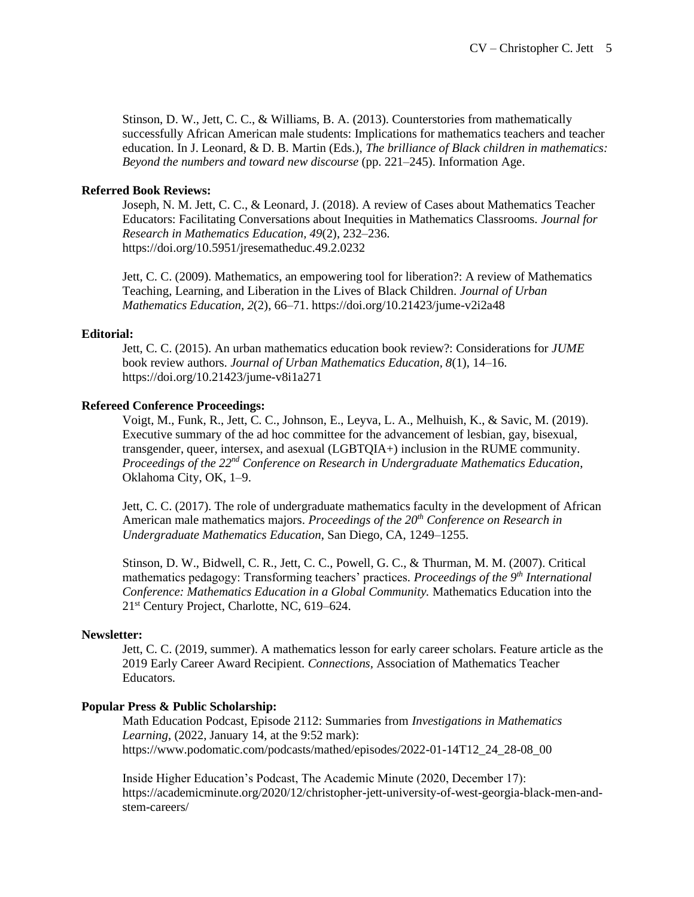Stinson, D. W., Jett, C. C., & Williams, B. A. (2013). Counterstories from mathematically successfully African American male students: Implications for mathematics teachers and teacher education. In J. Leonard, & D. B. Martin (Eds.), *The brilliance of Black children in mathematics: Beyond the numbers and toward new discourse* (pp. 221–245). Information Age.

**Referred Book Reviews:**

Joseph, N. M. Jett, C. C., & Leonard, J. (2018). A review of Cases about Mathematics Teacher Educators: Facilitating Conversations about Inequities in Mathematics Classrooms. *Journal for Research in Mathematics Education, 49*(2), 232–236. https://doi.org/10.5951/jresematheduc.49.2.0232

Jett, C. C. (2009). Mathematics, an empowering tool for liberation?: A review of Mathematics Teaching, Learning, and Liberation in the Lives of Black Children. *Journal of Urban Mathematics Education, 2*(2), 66–71. https://doi.org/10.21423/jume-v2i2a48

**Editorial:**

Jett, C. C. (2015). An urban mathematics education book review?: Considerations for *JUME* book review authors. *Journal of Urban Mathematics Education, 8*(1), 14–16. https://doi.org/10.21423/jume-v8i1a271

**Refereed Conference Proceedings:**

Voigt, M., Funk, R., Jett, C. C., Johnson, E., Leyva, L. A., Melhuish, K., & Savic, M. (2019). Executive summary of the ad hoc committee for the advancement of lesbian, gay, bisexual, transgender, queer, intersex, and asexual (LGBTQIA+) inclusion in the RUME community. *Proceedings of the 22nd Conference on Research in Undergraduate Mathematics Education*, Oklahoma City, OK, 1–9.

Jett, C. C. (2017). The role of undergraduate mathematics faculty in the development of African American male mathematics majors. *Proceedings of the 20th Conference on Research in Undergraduate Mathematics Education*, San Diego, CA, 1249–1255.

Stinson, D. W., Bidwell, C. R., Jett, C. C., Powell, G. C., & Thurman, M. M. (2007). Critical mathematics pedagogy: Transforming teachers' practices. *Proceedings of the 9th International Conference: Mathematics Education in a Global Community.* Mathematics Education into the 21st Century Project, Charlotte, NC, 619–624.

**Newsletter:**

Jett, C. C. (2019, summer). A mathematics lesson for early career scholars. Feature article as the 2019 Early Career Award Recipient. *Connections*, Association of Mathematics Teacher Educators.

**Popular Press & Public Scholarship:**

Math Education Podcast, Episode 2112: Summaries from *Investigations in Mathematics Learning*, (2022, January 14, at the 9:52 mark): https://www.podomatic.com/podcasts/mathed/episodes/2022-01-14T12_24_28-08_00

Inside Higher Education's Podcast, The Academic Minute (2020, December 17): https://academicminute.org/2020/12/christopher-jett-university-of-west-georgia-black-men-and-stem-careers/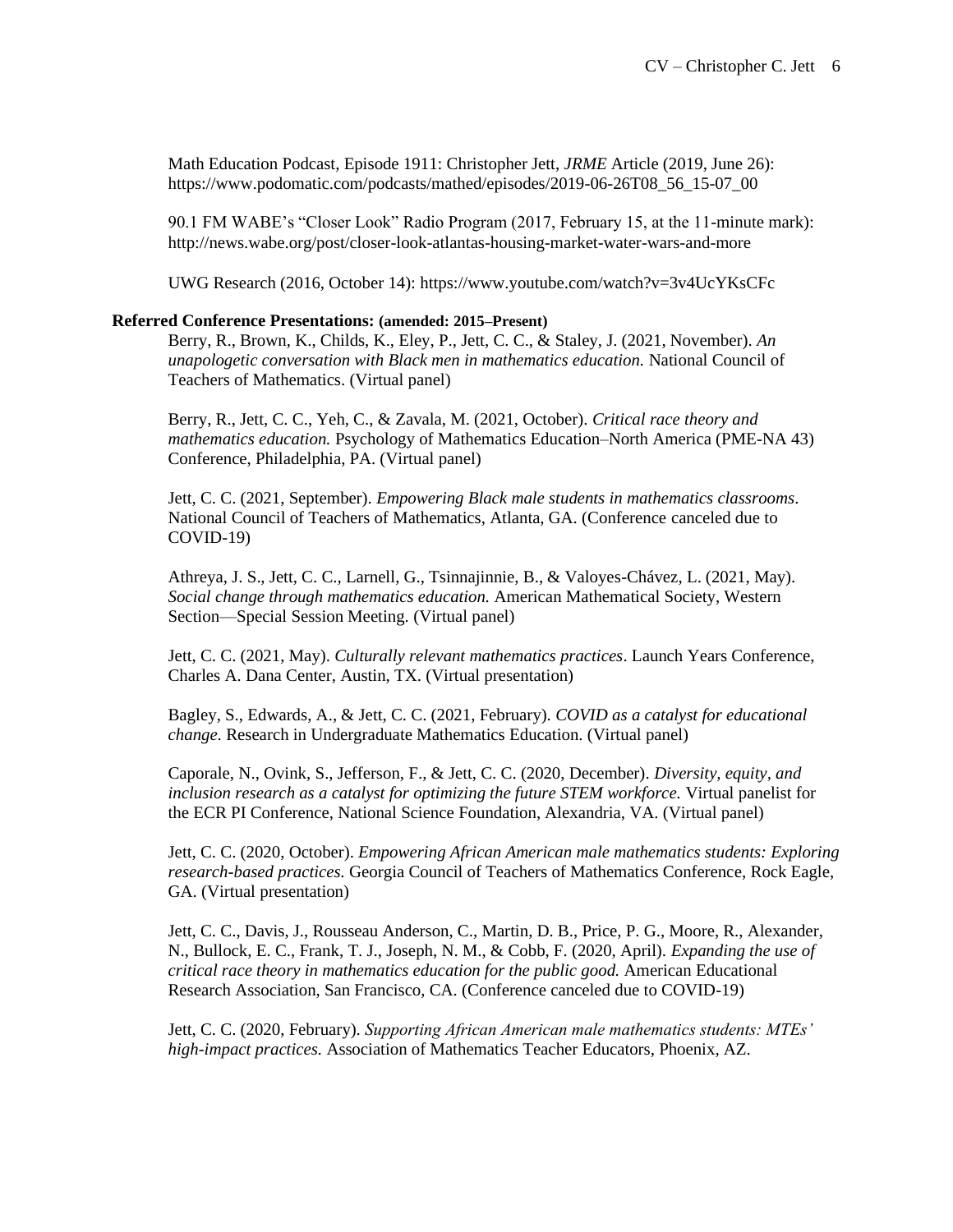Math Education Podcast, Episode 1911: Christopher Jett, *JRME* Article (2019, June 26): https://www.podomatic.com/podcasts/mathed/episodes/2019-06-26T08_56_15-07_00

90.1 FM WABE's "Closer Look" Radio Program (2017, February 15, at the 11-minute mark): http://news.wabe.org/post/closer-look-atlantas-housing-market-water-wars-and-more

UWG Research (2016, October 14): https://www.youtube.com/watch?v=3v4UcYKsCFc

**Referred Conference Presentations: (amended: 2015–Present)**

Berry, R., Brown, K., Childs, K., Eley, P., Jett, C. C., & Staley, J. (2021, November). *An unapologetic conversation with Black men in mathematics education.* National Council of Teachers of Mathematics. (Virtual panel)

Berry, R., Jett, C. C., Yeh, C., & Zavala, M. (2021, October). *Critical race theory and mathematics education.* Psychology of Mathematics Education–North America (PME-NA 43) Conference, Philadelphia, PA. (Virtual panel)

Jett, C. C. (2021, September). *Empowering Black male students in mathematics classrooms*. National Council of Teachers of Mathematics, Atlanta, GA. (Conference canceled due to COVID-19)

Athreya, J. S., Jett, C. C., Larnell, G., Tsinnajinnie, B., & Valoyes-Chávez, L. (2021, May). *Social change through mathematics education.* American Mathematical Society, Western Section—Special Session Meeting. (Virtual panel)

Jett, C. C. (2021, May). *Culturally relevant mathematics practices*. Launch Years Conference, Charles A. Dana Center, Austin, TX. (Virtual presentation)

Bagley, S., Edwards, A., & Jett, C. C. (2021, February). *COVID as a catalyst for educational change.* Research in Undergraduate Mathematics Education. (Virtual panel)

Caporale, N., Ovink, S., Jefferson, F., & Jett, C. C. (2020, December). *Diversity, equity, and inclusion research as a catalyst for optimizing the future STEM workforce.* Virtual panelist for the ECR PI Conference, National Science Foundation, Alexandria, VA. (Virtual panel)

Jett, C. C. (2020, October). *Empowering African American male mathematics students: Exploring research-based practices.* Georgia Council of Teachers of Mathematics Conference, Rock Eagle, GA. (Virtual presentation)

Jett, C. C., Davis, J., Rousseau Anderson, C., Martin, D. B., Price, P. G., Moore, R., Alexander, N., Bullock, E. C., Frank, T. J., Joseph, N. M., & Cobb, F. (2020, April). *Expanding the use of critical race theory in mathematics education for the public good.* American Educational Research Association, San Francisco, CA. (Conference canceled due to COVID-19)

Jett, C. C. (2020, February). *Supporting African American male mathematics students: MTEs' high-impact practices.* Association of Mathematics Teacher Educators, Phoenix, AZ.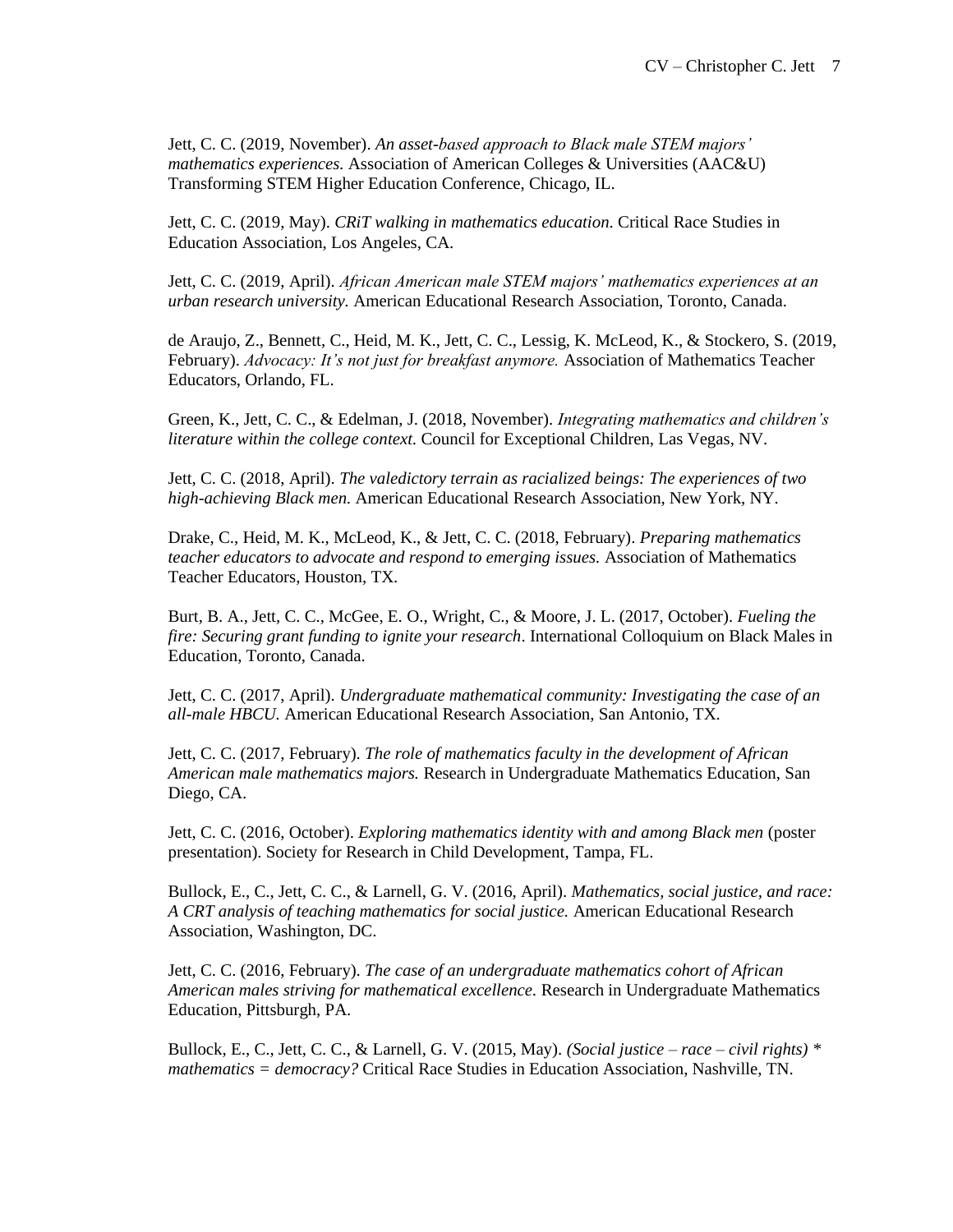Jett, C. C. (2019, November). *An asset-based approach to Black male STEM majors' mathematics experiences.* Association of American Colleges & Universities (AAC&U) Transforming STEM Higher Education Conference, Chicago, IL.

Jett, C. C. (2019, May). *CRiT walking in mathematics education.* Critical Race Studies in Education Association, Los Angeles, CA.

Jett, C. C. (2019, April). *African American male STEM majors' mathematics experiences at an urban research university.* American Educational Research Association, Toronto, Canada.

de Araujo, Z., Bennett, C., Heid, M. K., Jett, C. C., Lessig, K. McLeod, K., & Stockero, S. (2019, February). *Advocacy: It's not just for breakfast anymore.* Association of Mathematics Teacher Educators, Orlando, FL.

Green, K., Jett, C. C., & Edelman, J. (2018, November). *Integrating mathematics and children's literature within the college context.* Council for Exceptional Children, Las Vegas, NV.

Jett, C. C. (2018, April). *The valedictory terrain as racialized beings: The experiences of two high-achieving Black men.* American Educational Research Association, New York, NY.

Drake, C., Heid, M. K., McLeod, K., & Jett, C. C. (2018, February). *Preparing mathematics teacher educators to advocate and respond to emerging issues.* Association of Mathematics Teacher Educators, Houston, TX.

Burt, B. A., Jett, C. C., McGee, E. O., Wright, C., & Moore, J. L. (2017, October). *Fueling the fire: Securing grant funding to ignite your research*. International Colloquium on Black Males in Education, Toronto, Canada.

Jett, C. C. (2017, April). *Undergraduate mathematical community: Investigating the case of an all-male HBCU.* American Educational Research Association, San Antonio, TX.

Jett, C. C. (2017, February). *The role of mathematics faculty in the development of African American male mathematics majors.* Research in Undergraduate Mathematics Education, San Diego, CA.

Jett, C. C. (2016, October). *Exploring mathematics identity with and among Black men* (poster presentation). Society for Research in Child Development, Tampa, FL.

Bullock, E., C., Jett, C. C., & Larnell, G. V. (2016, April). *Mathematics, social justice, and race: A CRT analysis of teaching mathematics for social justice.* American Educational Research Association, Washington, DC.

Jett, C. C. (2016, February). *The case of an undergraduate mathematics cohort of African American males striving for mathematical excellence.* Research in Undergraduate Mathematics Education, Pittsburgh, PA.

Bullock, E., C., Jett, C. C., & Larnell, G. V. (2015, May). *(Social justice – race – civil rights) * mathematics = democracy?* Critical Race Studies in Education Association, Nashville, TN.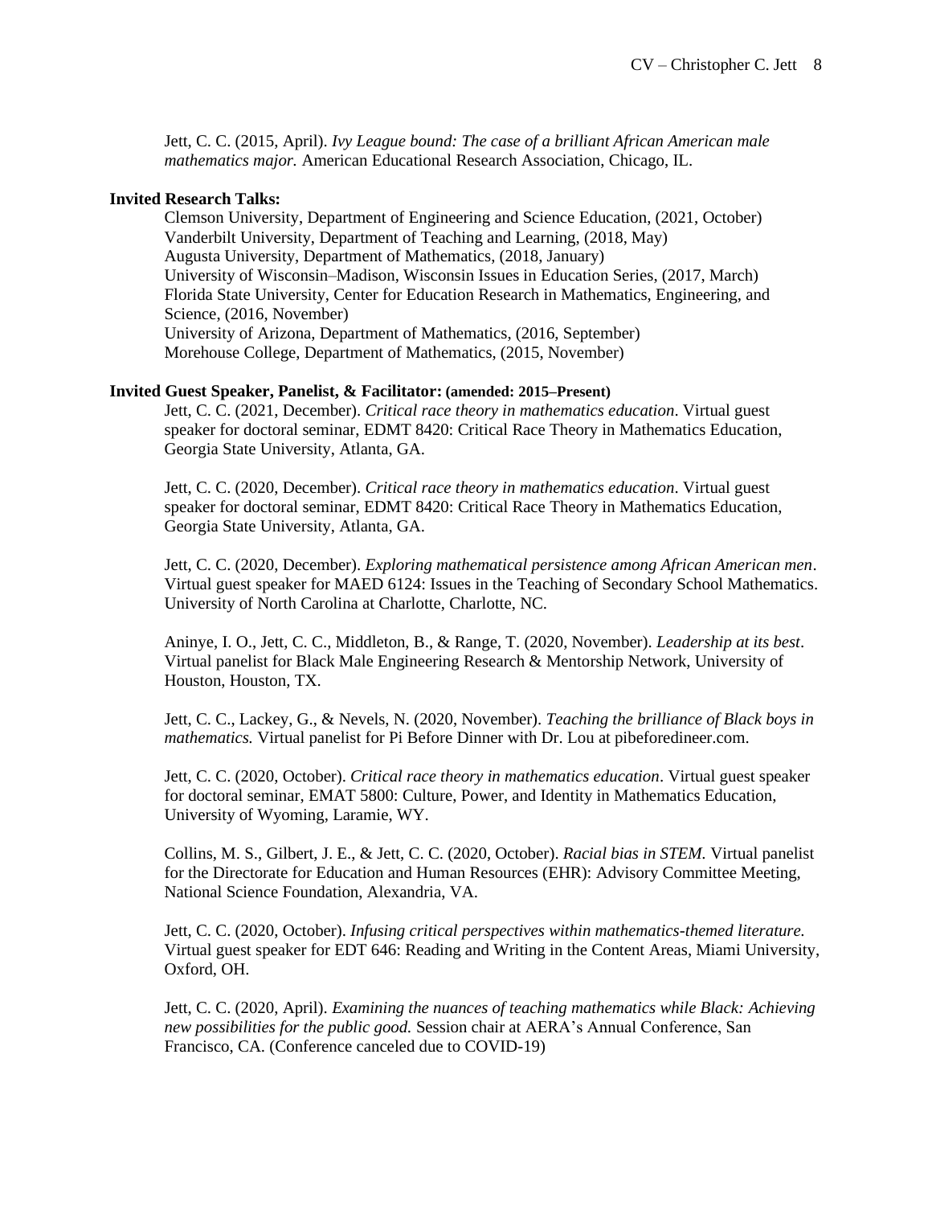Jett, C. C. (2015, April). *Ivy League bound: The case of a brilliant African American male mathematics major.* American Educational Research Association, Chicago, IL.

**Invited Research Talks:**

Clemson University, Department of Engineering and Science Education, (2021, October)
Vanderbilt University, Department of Teaching and Learning, (2018, May)
Augusta University, Department of Mathematics, (2018, January)
University of Wisconsin–Madison, Wisconsin Issues in Education Series, (2017, March)
Florida State University, Center for Education Research in Mathematics, Engineering, and Science, (2016, November)
University of Arizona, Department of Mathematics, (2016, September)
Morehouse College, Department of Mathematics, (2015, November)

**Invited Guest Speaker, Panelist, & Facilitator: (amended: 2015–Present)**

Jett, C. C. (2021, December). *Critical race theory in mathematics education*. Virtual guest speaker for doctoral seminar, EDMT 8420: Critical Race Theory in Mathematics Education, Georgia State University, Atlanta, GA.

Jett, C. C. (2020, December). *Critical race theory in mathematics education*. Virtual guest speaker for doctoral seminar, EDMT 8420: Critical Race Theory in Mathematics Education, Georgia State University, Atlanta, GA.

Jett, C. C. (2020, December). *Exploring mathematical persistence among African American men*. Virtual guest speaker for MAED 6124: Issues in the Teaching of Secondary School Mathematics. University of North Carolina at Charlotte, Charlotte, NC.

Aninye, I. O., Jett, C. C., Middleton, B., & Range, T. (2020, November). *Leadership at its best*. Virtual panelist for Black Male Engineering Research & Mentorship Network, University of Houston, Houston, TX.

Jett, C. C., Lackey, G., & Nevels, N. (2020, November). *Teaching the brilliance of Black boys in mathematics.* Virtual panelist for Pi Before Dinner with Dr. Lou at pibeforedineer.com.

Jett, C. C. (2020, October). *Critical race theory in mathematics education*. Virtual guest speaker for doctoral seminar, EMAT 5800: Culture, Power, and Identity in Mathematics Education, University of Wyoming, Laramie, WY.

Collins, M. S., Gilbert, J. E., & Jett, C. C. (2020, October). *Racial bias in STEM.* Virtual panelist for the Directorate for Education and Human Resources (EHR): Advisory Committee Meeting, National Science Foundation, Alexandria, VA.

Jett, C. C. (2020, October). *Infusing critical perspectives within mathematics-themed literature.* Virtual guest speaker for EDT 646: Reading and Writing in the Content Areas, Miami University, Oxford, OH.

Jett, C. C. (2020, April). *Examining the nuances of teaching mathematics while Black: Achieving new possibilities for the public good.* Session chair at AERA's Annual Conference, San Francisco, CA. (Conference canceled due to COVID-19)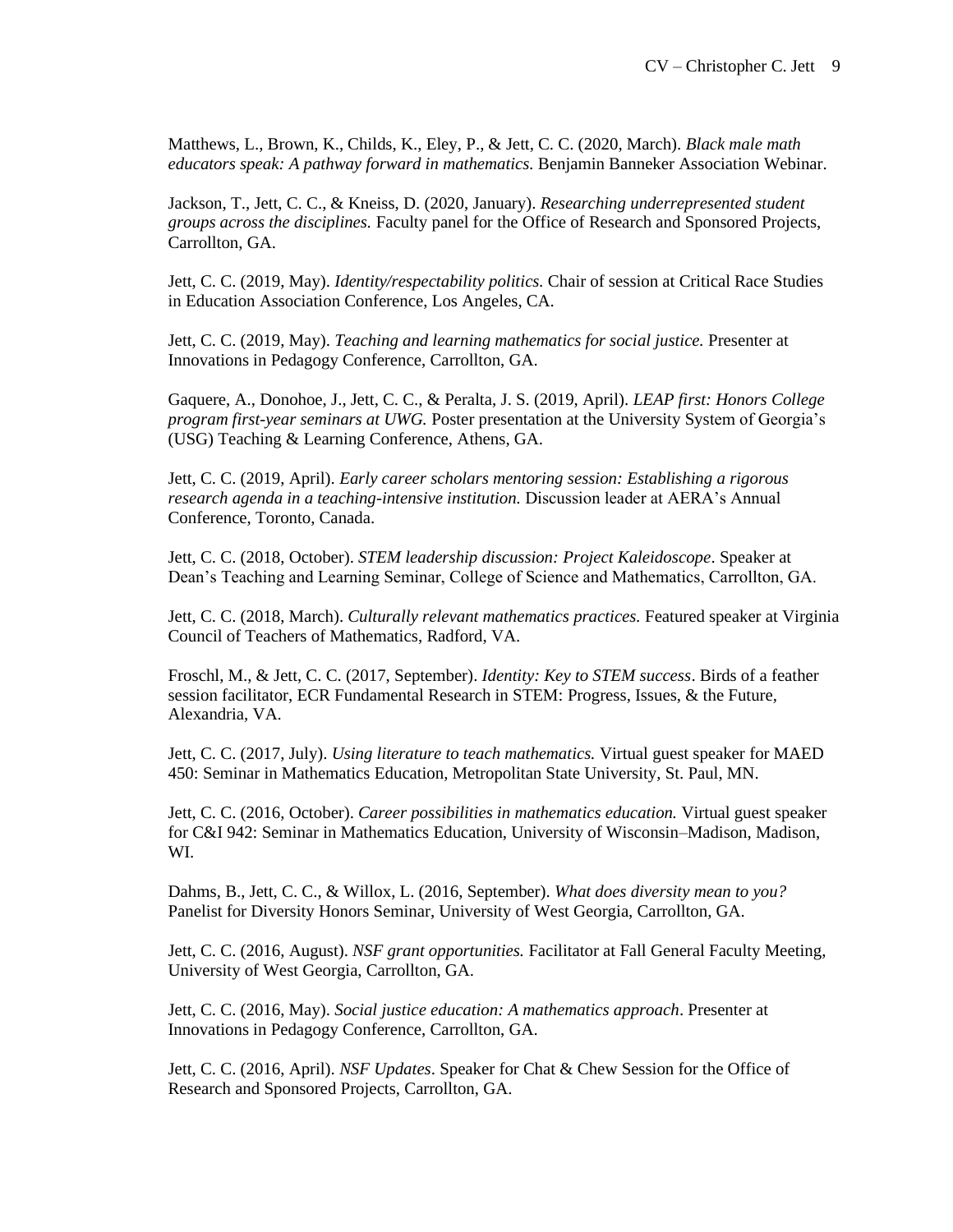Matthews, L., Brown, K., Childs, K., Eley, P., & Jett, C. C. (2020, March). *Black male math educators speak: A pathway forward in mathematics.* Benjamin Banneker Association Webinar.

Jackson, T., Jett, C. C., & Kneiss, D. (2020, January). *Researching underrepresented student groups across the disciplines.* Faculty panel for the Office of Research and Sponsored Projects, Carrollton, GA.

Jett, C. C. (2019, May). *Identity/respectability politics.* Chair of session at Critical Race Studies in Education Association Conference, Los Angeles, CA.

Jett, C. C. (2019, May). *Teaching and learning mathematics for social justice.* Presenter at Innovations in Pedagogy Conference, Carrollton, GA.

Gaquere, A., Donohoe, J., Jett, C. C., & Peralta, J. S. (2019, April). *LEAP first: Honors College program first-year seminars at UWG.* Poster presentation at the University System of Georgia's (USG) Teaching & Learning Conference, Athens, GA.

Jett, C. C. (2019, April). *Early career scholars mentoring session: Establishing a rigorous research agenda in a teaching-intensive institution.* Discussion leader at AERA's Annual Conference, Toronto, Canada.

Jett, C. C. (2018, October). *STEM leadership discussion: Project Kaleidoscope*. Speaker at Dean's Teaching and Learning Seminar, College of Science and Mathematics, Carrollton, GA.

Jett, C. C. (2018, March). *Culturally relevant mathematics practices.* Featured speaker at Virginia Council of Teachers of Mathematics, Radford, VA.

Froschl, M., & Jett, C. C. (2017, September). *Identity: Key to STEM success*. Birds of a feather session facilitator, ECR Fundamental Research in STEM: Progress, Issues, & the Future, Alexandria, VA.

Jett, C. C. (2017, July). *Using literature to teach mathematics.* Virtual guest speaker for MAED 450: Seminar in Mathematics Education, Metropolitan State University, St. Paul, MN.

Jett, C. C. (2016, October). *Career possibilities in mathematics education.* Virtual guest speaker for C&I 942: Seminar in Mathematics Education, University of Wisconsin–Madison, Madison, WI.

Dahms, B., Jett, C. C., & Willox, L. (2016, September). *What does diversity mean to you?* Panelist for Diversity Honors Seminar, University of West Georgia, Carrollton, GA.

Jett, C. C. (2016, August). *NSF grant opportunities.* Facilitator at Fall General Faculty Meeting, University of West Georgia, Carrollton, GA.

Jett, C. C. (2016, May). *Social justice education: A mathematics approach*. Presenter at Innovations in Pedagogy Conference, Carrollton, GA.

Jett, C. C. (2016, April). *NSF Updates*. Speaker for Chat & Chew Session for the Office of Research and Sponsored Projects, Carrollton, GA.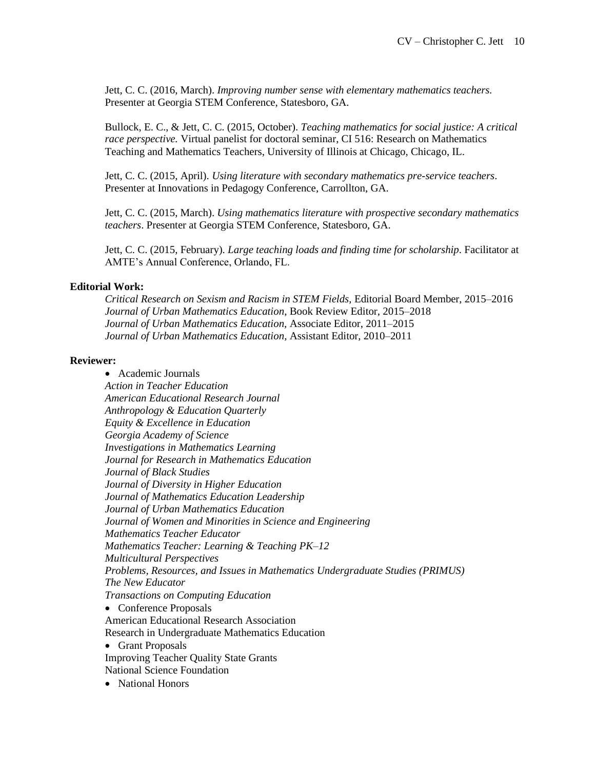Jett, C. C. (2016, March). *Improving number sense with elementary mathematics teachers.* Presenter at Georgia STEM Conference, Statesboro, GA.

Bullock, E. C., & Jett, C. C. (2015, October). *Teaching mathematics for social justice: A critical race perspective.* Virtual panelist for doctoral seminar, CI 516: Research on Mathematics Teaching and Mathematics Teachers, University of Illinois at Chicago, Chicago, IL.

Jett, C. C. (2015, April). *Using literature with secondary mathematics pre-service teachers*. Presenter at Innovations in Pedagogy Conference, Carrollton, GA.

Jett, C. C. (2015, March). *Using mathematics literature with prospective secondary mathematics teachers*. Presenter at Georgia STEM Conference, Statesboro, GA.

Jett, C. C. (2015, February). *Large teaching loads and finding time for scholarship*. Facilitator at AMTE's Annual Conference, Orlando, FL.

**Editorial Work:**

*Critical Research on Sexism and Racism in STEM Fields*, Editorial Board Member, 2015–2016
*Journal of Urban Mathematics Education*, Book Review Editor, 2015–2018
*Journal of Urban Mathematics Education,* Associate Editor, 2011–2015
*Journal of Urban Mathematics Education,* Assistant Editor, 2010–2011

**Reviewer:**

- Academic Journals

*Action in Teacher Education*
*American Educational Research Journal*
*Anthropology & Education Quarterly*
*Equity & Excellence in Education*
*Georgia Academy of Science*
*Investigations in Mathematics Learning*
*Journal for Research in Mathematics Education*
*Journal of Black Studies*
*Journal of Diversity in Higher Education*
*Journal of Mathematics Education Leadership*
*Journal of Urban Mathematics Education*
*Journal of Women and Minorities in Science and Engineering*
*Mathematics Teacher Educator*
*Mathematics Teacher: Learning & Teaching PK–12*
*Multicultural Perspectives*
*Problems, Resources, and Issues in Mathematics Undergraduate Studies (PRIMUS)*
*The New Educator*
*Transactions on Computing Education*

- Conference Proposals

American Educational Research Association
Research in Undergraduate Mathematics Education

- Grant Proposals

Improving Teacher Quality State Grants
National Science Foundation

- National Honors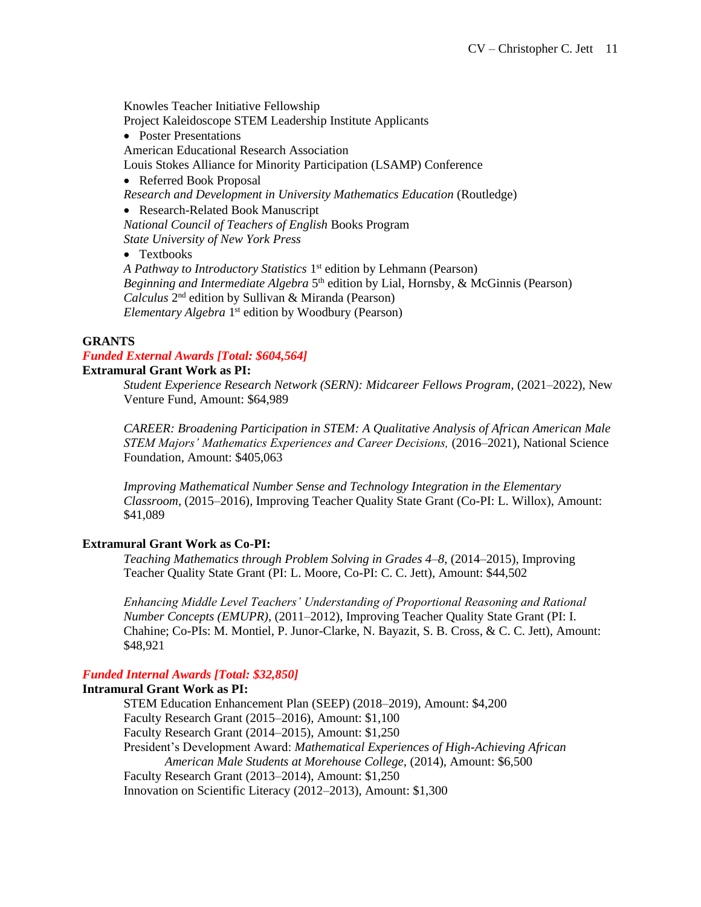Knowles Teacher Initiative Fellowship
Project Kaleidoscope STEM Leadership Institute Applicants

- Poster Presentations

American Educational Research Association
Louis Stokes Alliance for Minority Participation (LSAMP) Conference

- Referred Book Proposal

*Research and Development in University Mathematics Education* (Routledge)

- Research-Related Book Manuscript

*National Council of Teachers of English* Books Program
*State University of New York Press*

- Textbooks

*A Pathway to Introductory Statistics* 1st edition by Lehmann (Pearson)
*Beginning and Intermediate Algebra* 5th edition by Lial, Hornsby, & McGinnis (Pearson)
*Calculus* 2nd edition by Sullivan & Miranda (Pearson)
*Elementary Algebra* 1st edition by Woodbury (Pearson)

## GRANTS

### *Funded External Awards [Total: $604,564]*

**Extramural Grant Work as PI:**

*Student Experience Research Network (SERN): Midcareer Fellows Program*, (2021–2022), New Venture Fund, Amount: $64,989

*CAREER: Broadening Participation in STEM: A Qualitative Analysis of African American Male STEM Majors' Mathematics Experiences and Career Decisions,* (2016–2021), National Science Foundation, Amount: $405,063

*Improving Mathematical Number Sense and Technology Integration in the Elementary Classroom*, (2015–2016), Improving Teacher Quality State Grant (Co-PI: L. Willox), Amount: $41,089

**Extramural Grant Work as Co-PI:**

*Teaching Mathematics through Problem Solving in Grades 4–8*, (2014–2015), Improving Teacher Quality State Grant (PI: L. Moore, Co-PI: C. C. Jett), Amount: $44,502

*Enhancing Middle Level Teachers' Understanding of Proportional Reasoning and Rational Number Concepts (EMUPR)*, (2011–2012), Improving Teacher Quality State Grant (PI: I. Chahine; Co-PIs: M. Montiel, P. Junor-Clarke, N. Bayazit, S. B. Cross, & C. C. Jett), Amount: $48,921

### *Funded Internal Awards [Total: $32,850]*

**Intramural Grant Work as PI:**

STEM Education Enhancement Plan (SEEP) (2018–2019), Amount: $4,200
Faculty Research Grant (2015–2016), Amount: $1,100
Faculty Research Grant (2014–2015), Amount: $1,250
President's Development Award: *Mathematical Experiences of High-Achieving African American Male Students at Morehouse College*, (2014), Amount: $6,500
Faculty Research Grant (2013–2014), Amount: $1,250
Innovation on Scientific Literacy (2012–2013), Amount: $1,300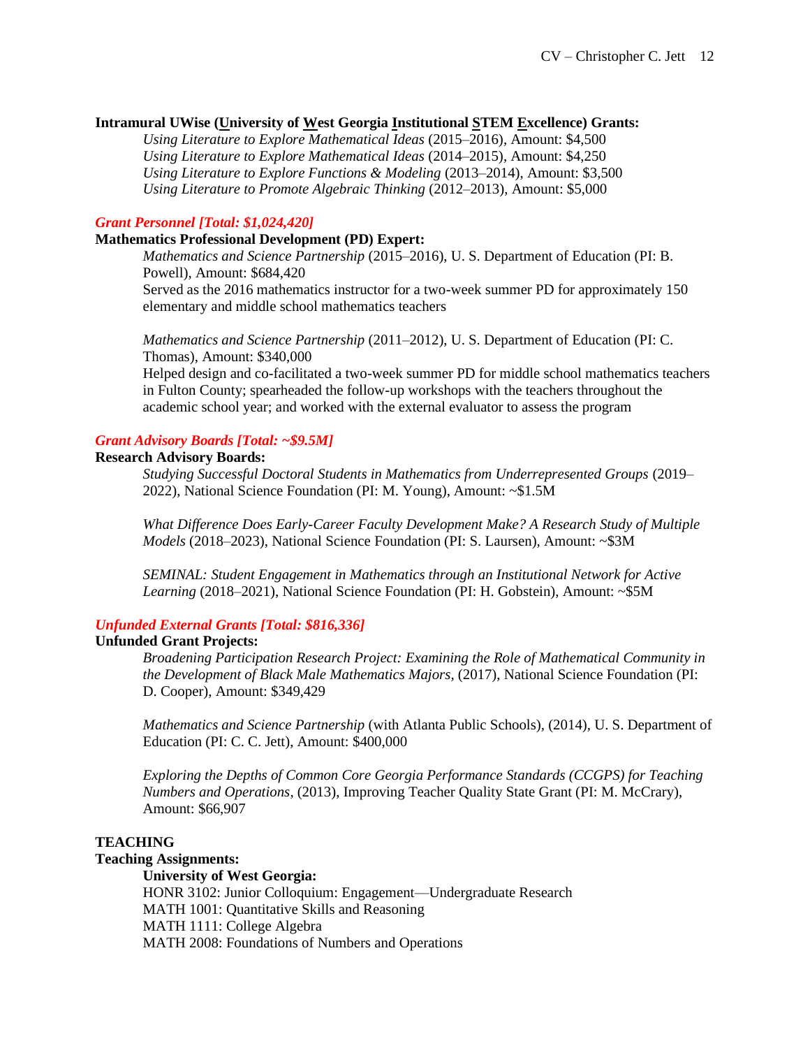**Intramural UWise (University of West Georgia Institutional STEM Excellence) Grants:**

*Using Literature to Explore Mathematical Ideas* (2015–2016), Amount: $4,500
*Using Literature to Explore Mathematical Ideas* (2014–2015), Amount: $4,250
*Using Literature to Explore Functions & Modeling* (2013–2014), Amount: $3,500
*Using Literature to Promote Algebraic Thinking* (2012–2013), Amount: $5,000

***Grant Personnel [Total: $1,024,420]***

**Mathematics Professional Development (PD) Expert:**

*Mathematics and Science Partnership* (2015–2016), U. S. Department of Education (PI: B. Powell), Amount: $684,420
Served as the 2016 mathematics instructor for a two-week summer PD for approximately 150 elementary and middle school mathematics teachers

*Mathematics and Science Partnership* (2011–2012), U. S. Department of Education (PI: C. Thomas), Amount: $340,000
Helped design and co-facilitated a two-week summer PD for middle school mathematics teachers in Fulton County; spearheaded the follow-up workshops with the teachers throughout the academic school year; and worked with the external evaluator to assess the program

***Grant Advisory Boards [Total: ~$9.5M]***

**Research Advisory Boards:**

*Studying Successful Doctoral Students in Mathematics from Underrepresented Groups* (2019–2022), National Science Foundation (PI: M. Young), Amount: ~$1.5M

*What Difference Does Early-Career Faculty Development Make? A Research Study of Multiple Models* (2018–2023), National Science Foundation (PI: S. Laursen), Amount: ~$3M

*SEMINAL: Student Engagement in Mathematics through an Institutional Network for Active Learning* (2018–2021), National Science Foundation (PI: H. Gobstein), Amount: ~$5M

***Unfunded External Grants [Total: $816,336]***

**Unfunded Grant Projects:**

*Broadening Participation Research Project: Examining the Role of Mathematical Community in the Development of Black Male Mathematics Majors*, (2017), National Science Foundation (PI: D. Cooper), Amount: $349,429

*Mathematics and Science Partnership* (with Atlanta Public Schools), (2014), U. S. Department of Education (PI: C. C. Jett), Amount: $400,000

*Exploring the Depths of Common Core Georgia Performance Standards (CCGPS) for Teaching Numbers and Operations*, (2013), Improving Teacher Quality State Grant (PI: M. McCrary), Amount: $66,907

## TEACHING

**Teaching Assignments:**

**University of West Georgia:**

HONR 3102: Junior Colloquium: Engagement—Undergraduate Research
MATH 1001: Quantitative Skills and Reasoning
MATH 1111: College Algebra
MATH 2008: Foundations of Numbers and Operations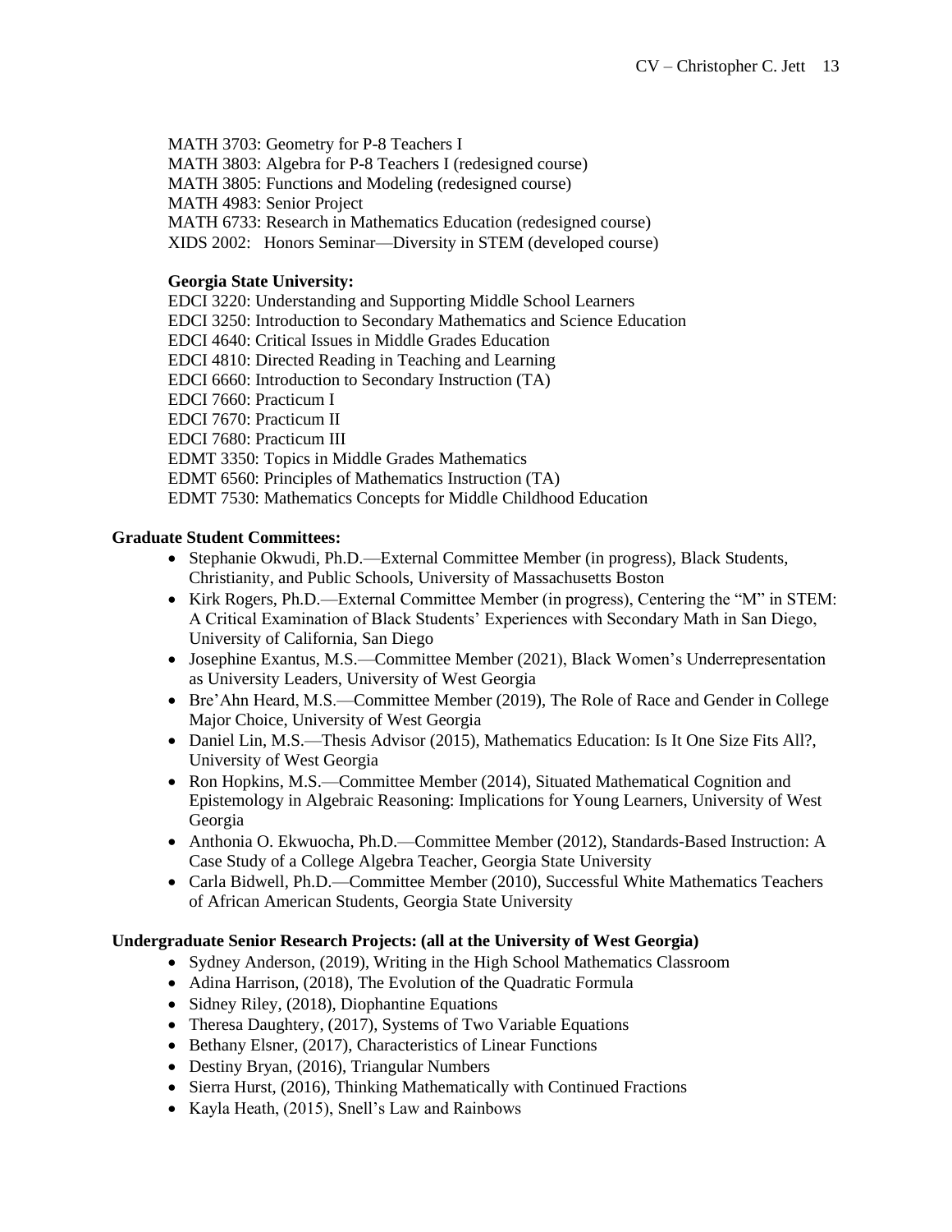MATH 3703: Geometry for P-8 Teachers I
MATH 3803: Algebra for P-8 Teachers I (redesigned course)
MATH 3805: Functions and Modeling (redesigned course)
MATH 4983: Senior Project
MATH 6733: Research in Mathematics Education (redesigned course)
XIDS 2002: Honors Seminar—Diversity in STEM (developed course)

**Georgia State University:**

EDCI 3220: Understanding and Supporting Middle School Learners
EDCI 3250: Introduction to Secondary Mathematics and Science Education
EDCI 4640: Critical Issues in Middle Grades Education
EDCI 4810: Directed Reading in Teaching and Learning
EDCI 6660: Introduction to Secondary Instruction (TA)
EDCI 7660: Practicum I
EDCI 7670: Practicum II
EDCI 7680: Practicum III
EDMT 3350: Topics in Middle Grades Mathematics
EDMT 6560: Principles of Mathematics Instruction (TA)
EDMT 7530: Mathematics Concepts for Middle Childhood Education

**Graduate Student Committees:**

- Stephanie Okwudi, Ph.D.—External Committee Member (in progress), Black Students, Christianity, and Public Schools, University of Massachusetts Boston
- Kirk Rogers, Ph.D.—External Committee Member (in progress), Centering the "M" in STEM: A Critical Examination of Black Students' Experiences with Secondary Math in San Diego, University of California, San Diego
- Josephine Exantus, M.S.—Committee Member (2021), Black Women's Underrepresentation as University Leaders, University of West Georgia
- Bre'Ahn Heard, M.S.—Committee Member (2019), The Role of Race and Gender in College Major Choice, University of West Georgia
- Daniel Lin, M.S.—Thesis Advisor (2015), Mathematics Education: Is It One Size Fits All?, University of West Georgia
- Ron Hopkins, M.S.—Committee Member (2014), Situated Mathematical Cognition and Epistemology in Algebraic Reasoning: Implications for Young Learners, University of West Georgia
- Anthonia O. Ekwuocha, Ph.D.—Committee Member (2012), Standards-Based Instruction: A Case Study of a College Algebra Teacher, Georgia State University
- Carla Bidwell, Ph.D.—Committee Member (2010), Successful White Mathematics Teachers of African American Students, Georgia State University

**Undergraduate Senior Research Projects: (all at the University of West Georgia)**

- Sydney Anderson, (2019), Writing in the High School Mathematics Classroom
- Adina Harrison, (2018), The Evolution of the Quadratic Formula
- Sidney Riley, (2018), Diophantine Equations
- Theresa Daughtery, (2017), Systems of Two Variable Equations
- Bethany Elsner, (2017), Characteristics of Linear Functions
- Destiny Bryan, (2016), Triangular Numbers
- Sierra Hurst, (2016), Thinking Mathematically with Continued Fractions
- Kayla Heath, (2015), Snell's Law and Rainbows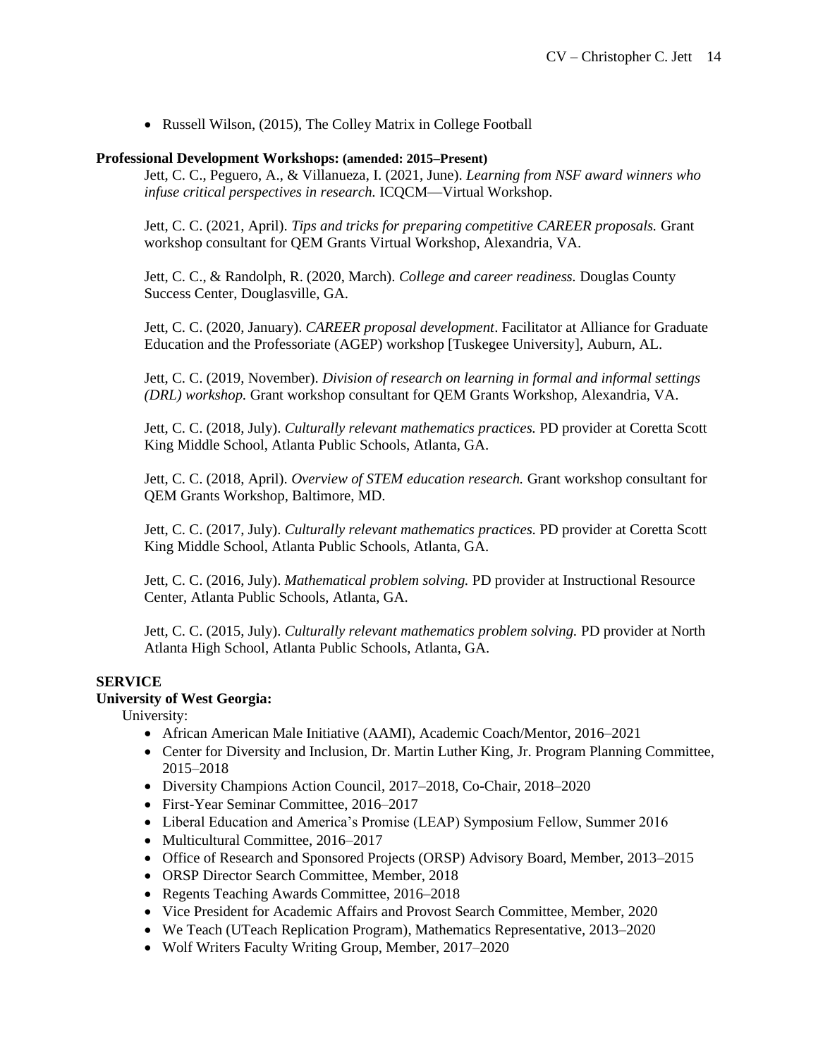- Russell Wilson, (2015), The Colley Matrix in College Football

**Professional Development Workshops:** **(amended: 2015–Present)**

Jett, C. C., Peguero, A., & Villanueza, I. (2021, June). *Learning from NSF award winners who infuse critical perspectives in research.* ICQCM—Virtual Workshop.

Jett, C. C. (2021, April). *Tips and tricks for preparing competitive CAREER proposals.* Grant workshop consultant for QEM Grants Virtual Workshop, Alexandria, VA.

Jett, C. C., & Randolph, R. (2020, March). *College and career readiness.* Douglas County Success Center, Douglasville, GA.

Jett, C. C. (2020, January). *CAREER proposal development*. Facilitator at Alliance for Graduate Education and the Professoriate (AGEP) workshop [Tuskegee University], Auburn, AL.

Jett, C. C. (2019, November). *Division of research on learning in formal and informal settings (DRL) workshop.* Grant workshop consultant for QEM Grants Workshop, Alexandria, VA.

Jett, C. C. (2018, July). *Culturally relevant mathematics practices.* PD provider at Coretta Scott King Middle School, Atlanta Public Schools, Atlanta, GA.

Jett, C. C. (2018, April). *Overview of STEM education research.* Grant workshop consultant for QEM Grants Workshop, Baltimore, MD.

Jett, C. C. (2017, July). *Culturally relevant mathematics practices.* PD provider at Coretta Scott King Middle School, Atlanta Public Schools, Atlanta, GA.

Jett, C. C. (2016, July). *Mathematical problem solving.* PD provider at Instructional Resource Center, Atlanta Public Schools, Atlanta, GA.

Jett, C. C. (2015, July). *Culturally relevant mathematics problem solving.* PD provider at North Atlanta High School, Atlanta Public Schools, Atlanta, GA.

## SERVICE

**University of West Georgia:**

University:

- African American Male Initiative (AAMI), Academic Coach/Mentor, 2016–2021
- Center for Diversity and Inclusion, Dr. Martin Luther King, Jr. Program Planning Committee, 2015–2018
- Diversity Champions Action Council, 2017–2018, Co-Chair, 2018–2020
- First-Year Seminar Committee, 2016–2017
- Liberal Education and America's Promise (LEAP) Symposium Fellow, Summer 2016
- Multicultural Committee, 2016–2017
- Office of Research and Sponsored Projects (ORSP) Advisory Board, Member, 2013–2015
- ORSP Director Search Committee, Member, 2018
- Regents Teaching Awards Committee, 2016–2018
- Vice President for Academic Affairs and Provost Search Committee, Member, 2020
- We Teach (UTeach Replication Program), Mathematics Representative, 2013–2020
- Wolf Writers Faculty Writing Group, Member, 2017–2020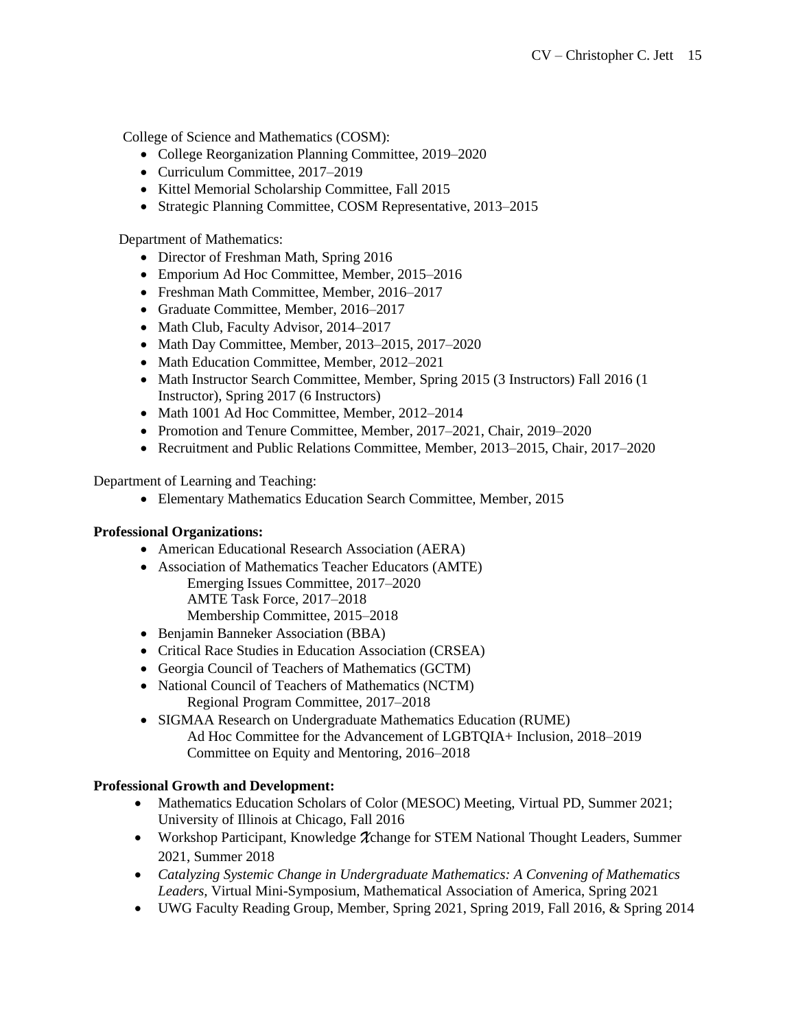College of Science and Mathematics (COSM):

- College Reorganization Planning Committee, 2019–2020
- Curriculum Committee, 2017–2019
- Kittel Memorial Scholarship Committee, Fall 2015
- Strategic Planning Committee, COSM Representative, 2013–2015

Department of Mathematics:

- Director of Freshman Math, Spring 2016
- Emporium Ad Hoc Committee, Member, 2015–2016
- Freshman Math Committee, Member, 2016–2017
- Graduate Committee, Member, 2016–2017
- Math Club, Faculty Advisor, 2014–2017
- Math Day Committee, Member, 2013–2015, 2017–2020
- Math Education Committee, Member, 2012–2021
- Math Instructor Search Committee, Member, Spring 2015 (3 Instructors) Fall 2016 (1 Instructor), Spring 2017 (6 Instructors)
- Math 1001 Ad Hoc Committee, Member, 2012–2014
- Promotion and Tenure Committee, Member, 2017–2021, Chair, 2019–2020
- Recruitment and Public Relations Committee, Member, 2013–2015, Chair, 2017–2020

Department of Learning and Teaching:

- Elementary Mathematics Education Search Committee, Member, 2015

**Professional Organizations:**

- American Educational Research Association (AERA)
- Association of Mathematics Teacher Educators (AMTE)
  - Emerging Issues Committee, 2017–2020
  - AMTE Task Force, 2017–2018
  - Membership Committee, 2015–2018
- Benjamin Banneker Association (BBA)
- Critical Race Studies in Education Association (CRSEA)
- Georgia Council of Teachers of Mathematics (GCTM)
- National Council of Teachers of Mathematics (NCTM)
  - Regional Program Committee, 2017–2018
- SIGMAA Research on Undergraduate Mathematics Education (RUME)
  - Ad Hoc Committee for the Advancement of LGBTQIA+ Inclusion, 2018–2019
  - Committee on Equity and Mentoring, 2016–2018

**Professional Growth and Development:**

- Mathematics Education Scholars of Color (MESOC) Meeting, Virtual PD, Summer 2021; University of Illinois at Chicago, Fall 2016
- Workshop Participant, Knowledge 𝒳change for STEM National Thought Leaders, Summer 2021, Summer 2018
- *Catalyzing Systemic Change in Undergraduate Mathematics: A Convening of Mathematics Leaders,* Virtual Mini-Symposium, Mathematical Association of America, Spring 2021
- UWG Faculty Reading Group, Member, Spring 2021, Spring 2019, Fall 2016, & Spring 2014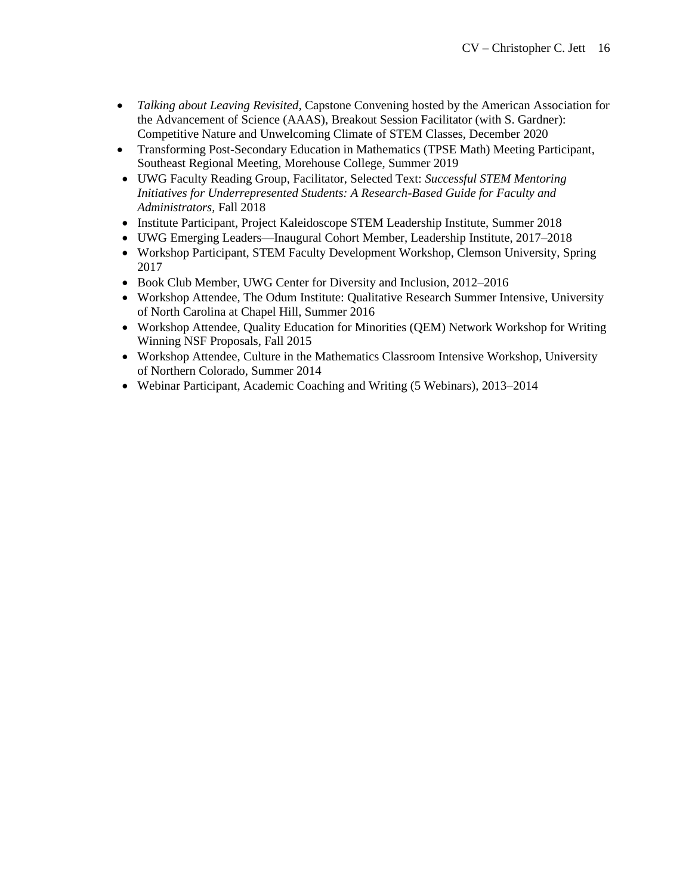- *Talking about Leaving Revisited*, Capstone Convening hosted by the American Association for the Advancement of Science (AAAS), Breakout Session Facilitator (with S. Gardner): Competitive Nature and Unwelcoming Climate of STEM Classes, December 2020
- Transforming Post-Secondary Education in Mathematics (TPSE Math) Meeting Participant, Southeast Regional Meeting, Morehouse College, Summer 2019
- UWG Faculty Reading Group, Facilitator, Selected Text: *Successful STEM Mentoring Initiatives for Underrepresented Students: A Research-Based Guide for Faculty and Administrators,* Fall 2018
- Institute Participant, Project Kaleidoscope STEM Leadership Institute, Summer 2018
- UWG Emerging Leaders—Inaugural Cohort Member, Leadership Institute, 2017–2018
- Workshop Participant, STEM Faculty Development Workshop, Clemson University, Spring 2017
- Book Club Member, UWG Center for Diversity and Inclusion, 2012–2016
- Workshop Attendee, The Odum Institute: Qualitative Research Summer Intensive, University of North Carolina at Chapel Hill, Summer 2016
- Workshop Attendee, Quality Education for Minorities (QEM) Network Workshop for Writing Winning NSF Proposals, Fall 2015
- Workshop Attendee, Culture in the Mathematics Classroom Intensive Workshop, University of Northern Colorado, Summer 2014
- Webinar Participant, Academic Coaching and Writing (5 Webinars), 2013–2014